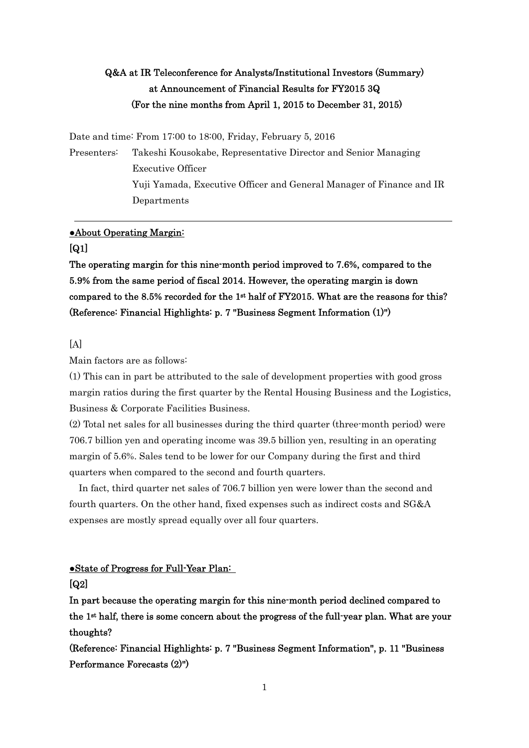# Q&A at IR Teleconference for Analysts/Institutional Investors (Summary) at Announcement of Financial Results for FY2015 3Q (For the nine months from April 1, 2015 to December 31, 2015)

Date and time: From 17:00 to 18:00, Friday, February 5, 2016

Presenters: Takeshi Kousokabe, Representative Director and Senior Managing Executive Officer

Yuji Yamada, Executive Officer and General Manager of Finance and IR Departments

---

## ●About Operating Margin:

**[Q1]**

**The operating margin for this nine-month period improved to 7.6%, compared to the 5.9% from the same period of fiscal 2014. However, the operating margin is down compared to the 8.5% recorded for the 1st half of FY2015. What are the reasons for this? (Reference: Financial Highlights: p. 7 "Business Segment Information (1)")**

[A]

Main factors are as follows:

(1) This can in part be attributed to the sale of development properties with good gross margin ratios during the first quarter by the Rental Housing Business and the Logistics, Business & Corporate Facilities Business.

(2) Total net sales for all businesses during the third quarter (three-month period) were 706.7 billion yen and operating income was 39.5 billion yen, resulting in an operating margin of 5.6%. Sales tend to be lower for our Company during the first and third quarters when compared to the second and fourth quarters.

In fact, third quarter net sales of 706.7 billion yen were lower than the second and fourth quarters. On the other hand, fixed expenses such as indirect costs and SG&A expenses are mostly spread equally over all four quarters.

## ●State of Progress for Full-Year Plan:

**[Q2]**

**In part because the operating margin for this nine-month period declined compared to the 1st half, there is some concern about the progress of the full-year plan. What are your thoughts?**

**(Reference: Financial Highlights: p. 7 "Business Segment Information", p. 11 "Business Performance Forecasts (2)")**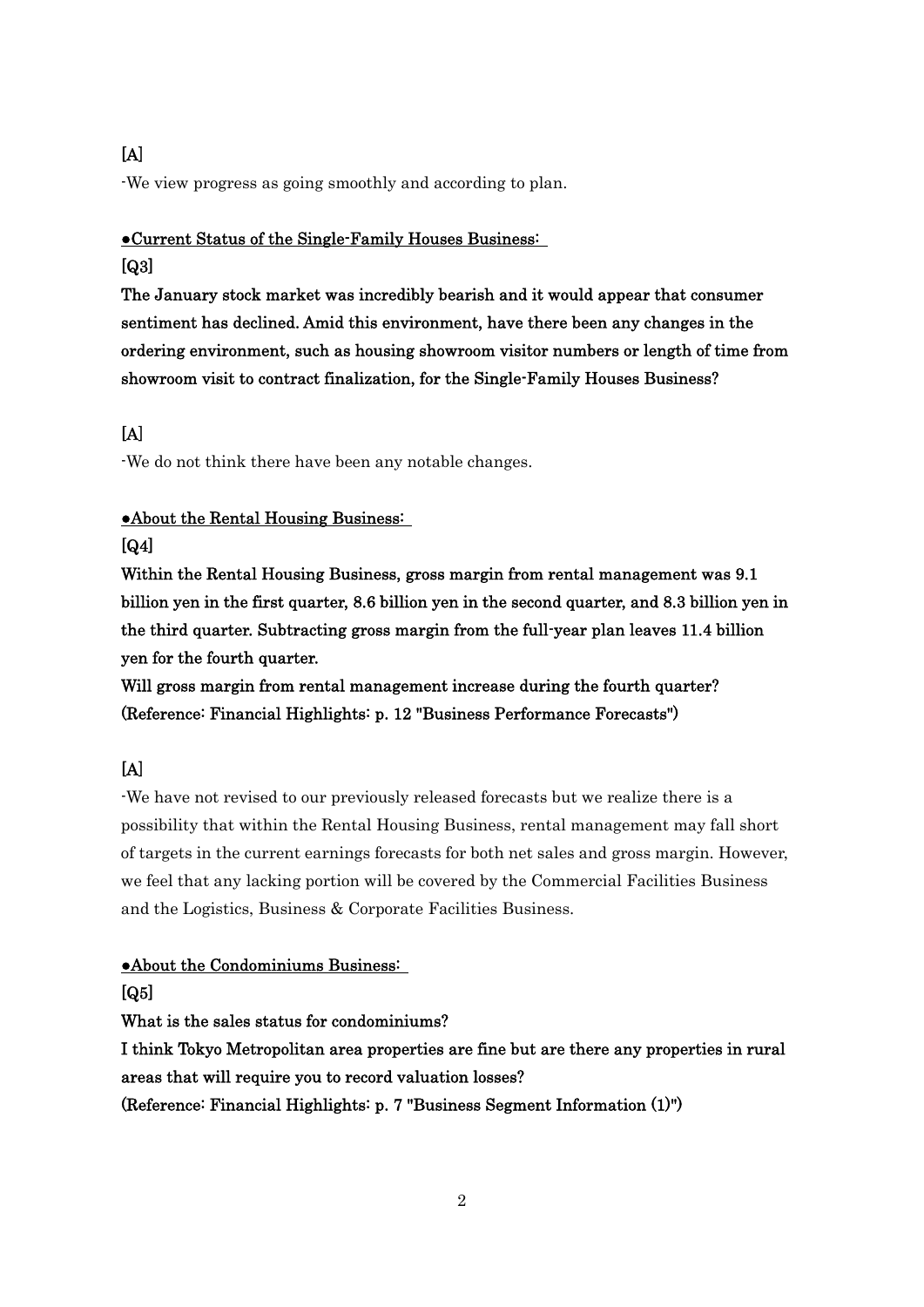[A]

-We view progress as going smoothly and according to plan.

**●Current Status of the Single-Family Houses Business:**

**[Q3]**

**The January stock market was incredibly bearish and it would appear that consumer sentiment has declined. Amid this environment, have there been any changes in the ordering environment, such as housing showroom visitor numbers or length of time from showroom visit to contract finalization, for the Single-Family Houses Business?**

[A]

-We do not think there have been any notable changes.

**●About the Rental Housing Business:**

**[Q4]**

**Within the Rental Housing Business, gross margin from rental management was 9.1 billion yen in the first quarter, 8.6 billion yen in the second quarter, and 8.3 billion yen in the third quarter. Subtracting gross margin from the full-year plan leaves 11.4 billion yen for the fourth quarter.**

**Will gross margin from rental management increase during the fourth quarter?**

**(Reference: Financial Highlights: p. 12 "Business Performance Forecasts")**

[A]

-We have not revised to our previously released forecasts but we realize there is a possibility that within the Rental Housing Business, rental management may fall short of targets in the current earnings forecasts for both net sales and gross margin. However, we feel that any lacking portion will be covered by the Commercial Facilities Business and the Logistics, Business & Corporate Facilities Business.

**●About the Condominiums Business:**

**[Q5]**

**What is the sales status for condominiums?**

**I think Tokyo Metropolitan area properties are fine but are there any properties in rural areas that will require you to record valuation losses?**

**(Reference: Financial Highlights: p. 7 "Business Segment Information (1)")**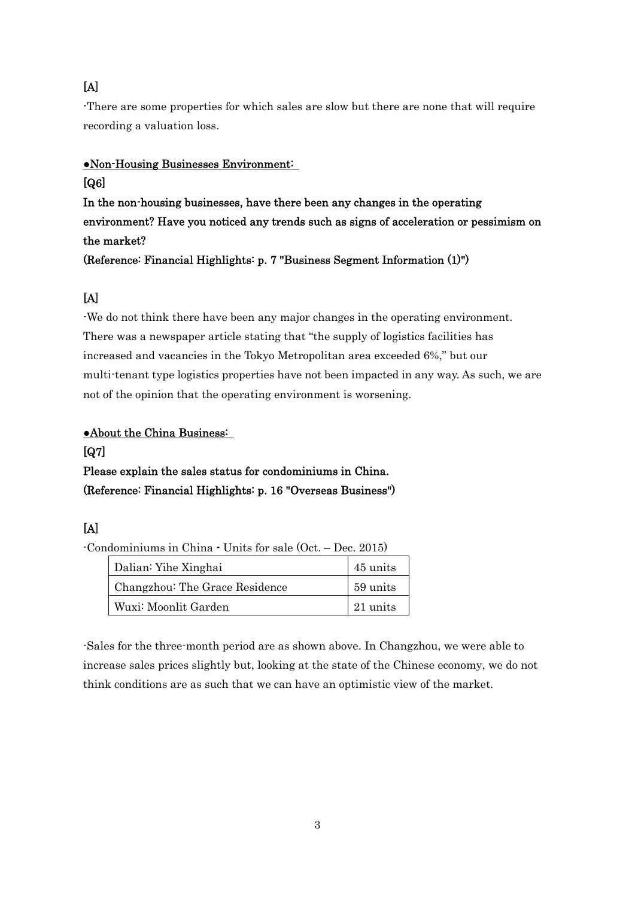**[A]**

-There are some properties for which sales are slow but there are none that will require recording a valuation loss.

**●Non-Housing Businesses Environment:**

**[Q6]**

**In the non-housing businesses, have there been any changes in the operating environment? Have you noticed any trends such as signs of acceleration or pessimism on the market?**

**(Reference: Financial Highlights: p. 7 "Business Segment Information (1)")**

**[A]**

-We do not think there have been any major changes in the operating environment. There was a newspaper article stating that "the supply of logistics facilities has increased and vacancies in the Tokyo Metropolitan area exceeded 6%," but our multi-tenant type logistics properties have not been impacted in any way. As such, we are not of the opinion that the operating environment is worsening.

**●About the China Business:**

**[Q7]**

**Please explain the sales status for condominiums in China.**

**(Reference: Financial Highlights: p. 16 "Overseas Business")**

**[A]**

-Condominiums in China - Units for sale (Oct. – Dec. 2015)

| | |
|---|---|
| Dalian: Yihe Xinghai | 45 units |
| Changzhou: The Grace Residence | 59 units |
| Wuxi: Moonlit Garden | 21 units |

-Sales for the three-month period are as shown above. In Changzhou, we were able to increase sales prices slightly but, looking at the state of the Chinese economy, we do not think conditions are as such that we can have an optimistic view of the market.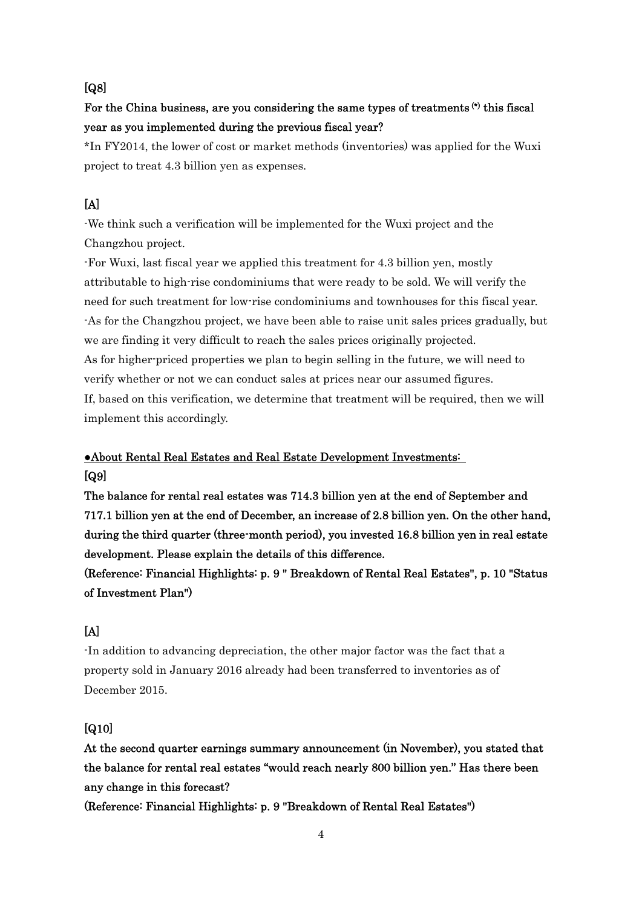**[Q8]**

**For the China business, are you considering the same types of treatments (*) this fiscal year as you implemented during the previous fiscal year?**

*In FY2014, the lower of cost or market methods (inventories) was applied for the Wuxi project to treat 4.3 billion yen as expenses.

**[A]**

-We think such a verification will be implemented for the Wuxi project and the Changzhou project.

-For Wuxi, last fiscal year we applied this treatment for 4.3 billion yen, mostly attributable to high-rise condominiums that were ready to be sold. We will verify the need for such treatment for low-rise condominiums and townhouses for this fiscal year.

-As for the Changzhou project, we have been able to raise unit sales prices gradually, but we are finding it very difficult to reach the sales prices originally projected.

As for higher-priced properties we plan to begin selling in the future, we will need to verify whether or not we can conduct sales at prices near our assumed figures.

If, based on this verification, we determine that treatment will be required, then we will implement this accordingly.

**●About Rental Real Estates and Real Estate Development Investments:**

**[Q9]**

**The balance for rental real estates was 714.3 billion yen at the end of September and 717.1 billion yen at the end of December, an increase of 2.8 billion yen. On the other hand, during the third quarter (three-month period), you invested 16.8 billion yen in real estate development. Please explain the details of this difference.**

**(Reference: Financial Highlights: p. 9 " Breakdown of Rental Real Estates", p. 10 "Status of Investment Plan")**

**[A]**

-In addition to advancing depreciation, the other major factor was the fact that a property sold in January 2016 already had been transferred to inventories as of December 2015.

**[Q10]**

**At the second quarter earnings summary announcement (in November), you stated that the balance for rental real estates "would reach nearly 800 billion yen." Has there been any change in this forecast?**

**(Reference: Financial Highlights: p. 9 "Breakdown of Rental Real Estates")**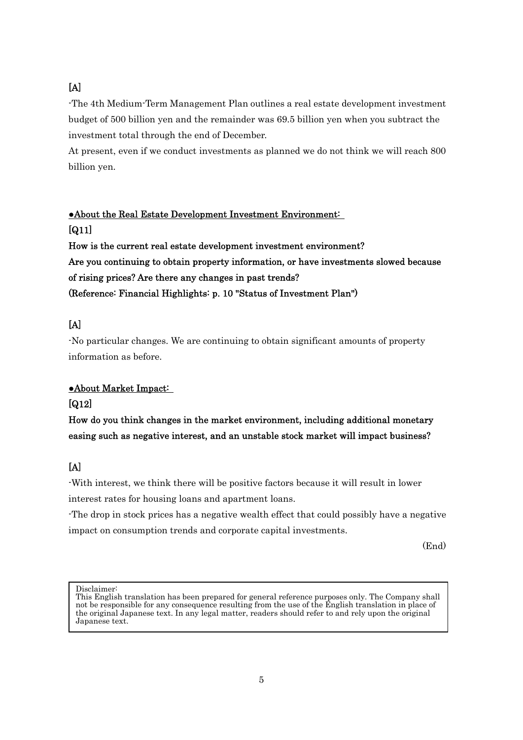**[A]**

-The 4th Medium-Term Management Plan outlines a real estate development investment budget of 500 billion yen and the remainder was 69.5 billion yen when you subtract the investment total through the end of December.

At present, even if we conduct investments as planned we do not think we will reach 800 billion yen.

**●About the Real Estate Development Investment Environment:**

**[Q11]**

**How is the current real estate development investment environment?**
**Are you continuing to obtain property information, or have investments slowed because of rising prices? Are there any changes in past trends?**
**(Reference: Financial Highlights: p. 10 "Status of Investment Plan")**

**[A]**

-No particular changes. We are continuing to obtain significant amounts of property information as before.

**●About Market Impact:**

**[Q12]**

**How do you think changes in the market environment, including additional monetary easing such as negative interest, and an unstable stock market will impact business?**

**[A]**

-With interest, we think there will be positive factors because it will result in lower interest rates for housing loans and apartment loans.

-The drop in stock prices has a negative wealth effect that could possibly have a negative impact on consumption trends and corporate capital investments.

(End)

Disclaimer:
This English translation has been prepared for general reference purposes only. The Company shall not be responsible for any consequence resulting from the use of the English translation in place of the original Japanese text. In any legal matter, readers should refer to and rely upon the original Japanese text.